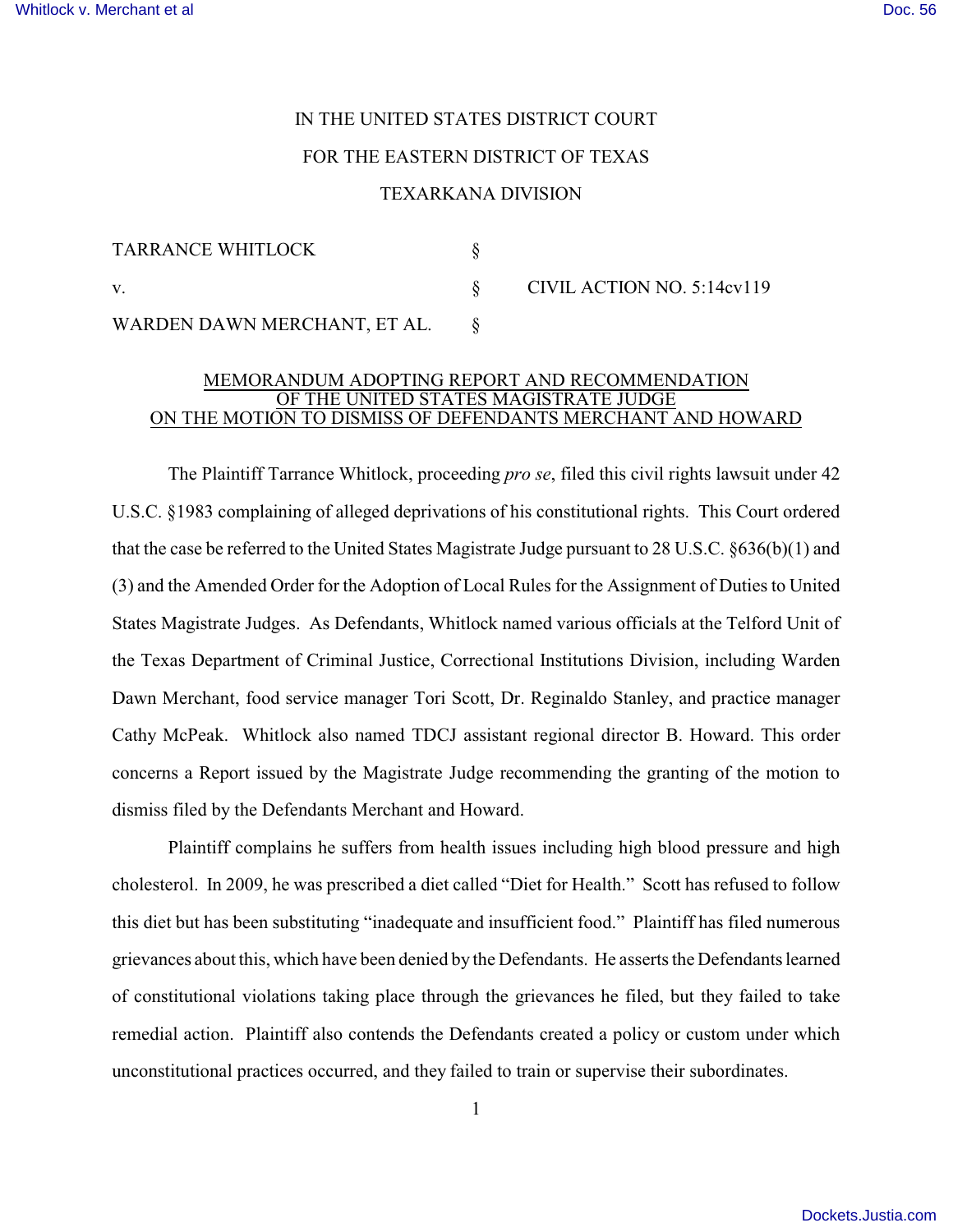IN THE UNITED STATES DISTRICT COURT

FOR THE EASTERN DISTRICT OF TEXAS

TEXARKANA DIVISION

| | | |
|---|---|---|
| TARRANCE WHITLOCK | § | |
| v. | § | CIVIL ACTION NO. 5:14cv119 |
| WARDEN DAWN MERCHANT, ET AL. | § | |

MEMORANDUM ADOPTING REPORT AND RECOMMENDATION OF THE UNITED STATES MAGISTRATE JUDGE ON THE MOTION TO DISMISS OF DEFENDANTS MERCHANT AND HOWARD

The Plaintiff Tarrance Whitlock, proceeding *pro se*, filed this civil rights lawsuit under 42 U.S.C. §1983 complaining of alleged deprivations of his constitutional rights. This Court ordered that the case be referred to the United States Magistrate Judge pursuant to 28 U.S.C. §636(b)(1) and (3) and the Amended Order for the Adoption of Local Rules for the Assignment of Duties to United States Magistrate Judges. As Defendants, Whitlock named various officials at the Telford Unit of the Texas Department of Criminal Justice, Correctional Institutions Division, including Warden Dawn Merchant, food service manager Tori Scott, Dr. Reginaldo Stanley, and practice manager Cathy McPeak. Whitlock also named TDCJ assistant regional director B. Howard. This order concerns a Report issued by the Magistrate Judge recommending the granting of the motion to dismiss filed by the Defendants Merchant and Howard.

Plaintiff complains he suffers from health issues including high blood pressure and high cholesterol. In 2009, he was prescribed a diet called "Diet for Health." Scott has refused to follow this diet but has been substituting "inadequate and insufficient food." Plaintiff has filed numerous grievances about this, which have been denied by the Defendants. He asserts the Defendants learned of constitutional violations taking place through the grievances he filed, but they failed to take remedial action. Plaintiff also contends the Defendants created a policy or custom under which unconstitutional practices occurred, and they failed to train or supervise their subordinates.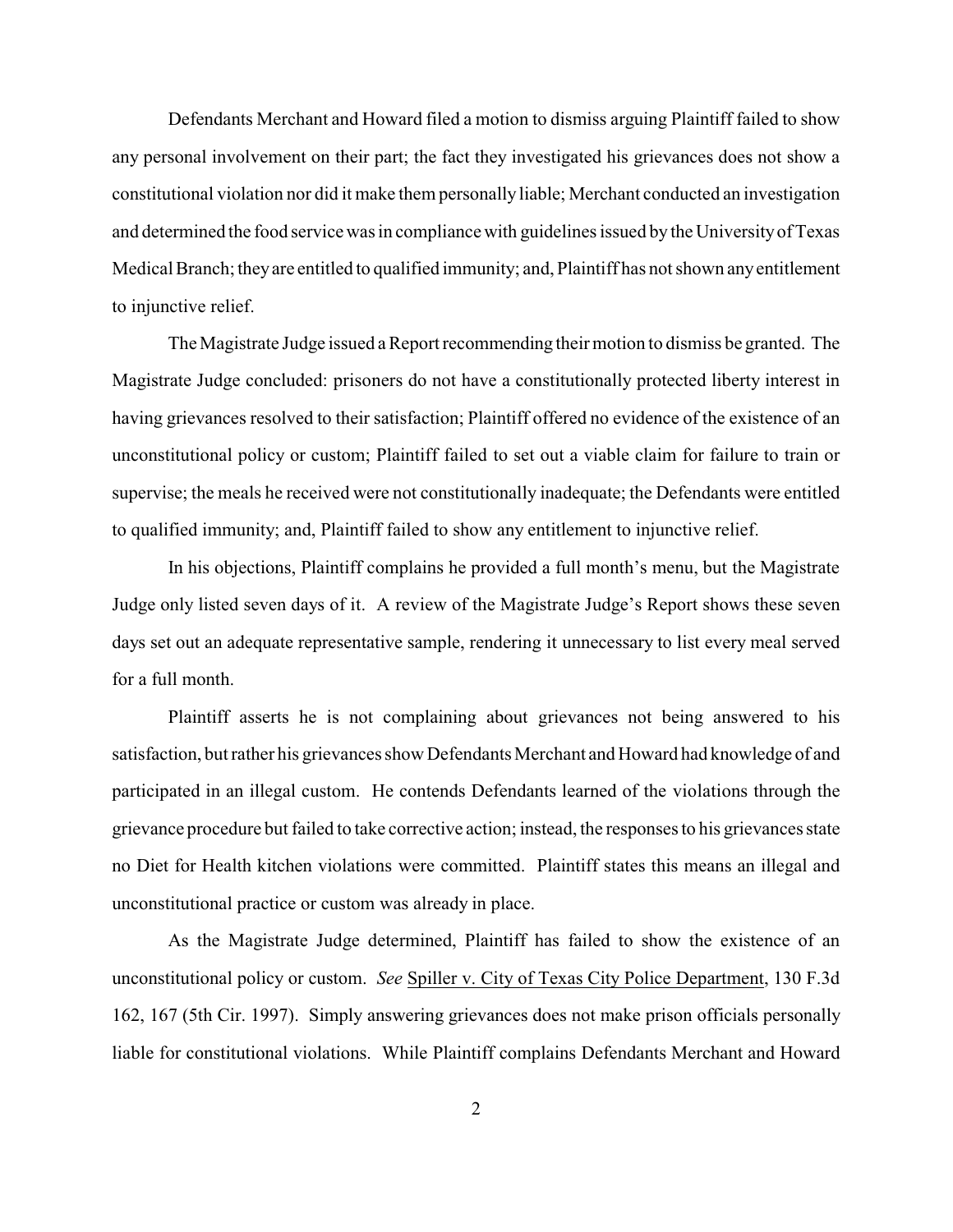Defendants Merchant and Howard filed a motion to dismiss arguing Plaintiff failed to show any personal involvement on their part; the fact they investigated his grievances does not show a constitutional violation nor did it make them personally liable; Merchant conducted an investigation and determined the food service was in compliance with guidelines issued by the University of Texas Medical Branch; they are entitled to qualified immunity; and, Plaintiff has not shown any entitlement to injunctive relief.

The Magistrate Judge issued a Report recommending their motion to dismiss be granted. The Magistrate Judge concluded: prisoners do not have a constitutionally protected liberty interest in having grievances resolved to their satisfaction; Plaintiff offered no evidence of the existence of an unconstitutional policy or custom; Plaintiff failed to set out a viable claim for failure to train or supervise; the meals he received were not constitutionally inadequate; the Defendants were entitled to qualified immunity; and, Plaintiff failed to show any entitlement to injunctive relief.

In his objections, Plaintiff complains he provided a full month's menu, but the Magistrate Judge only listed seven days of it. A review of the Magistrate Judge's Report shows these seven days set out an adequate representative sample, rendering it unnecessary to list every meal served for a full month.

Plaintiff asserts he is not complaining about grievances not being answered to his satisfaction, but rather his grievances show Defendants Merchant and Howard had knowledge of and participated in an illegal custom. He contends Defendants learned of the violations through the grievance procedure but failed to take corrective action; instead, the responses to his grievances state no Diet for Health kitchen violations were committed. Plaintiff states this means an illegal and unconstitutional practice or custom was already in place.

As the Magistrate Judge determined, Plaintiff has failed to show the existence of an unconstitutional policy or custom. *See* Spiller v. City of Texas City Police Department, 130 F.3d 162, 167 (5th Cir. 1997). Simply answering grievances does not make prison officials personally liable for constitutional violations. While Plaintiff complains Defendants Merchant and Howard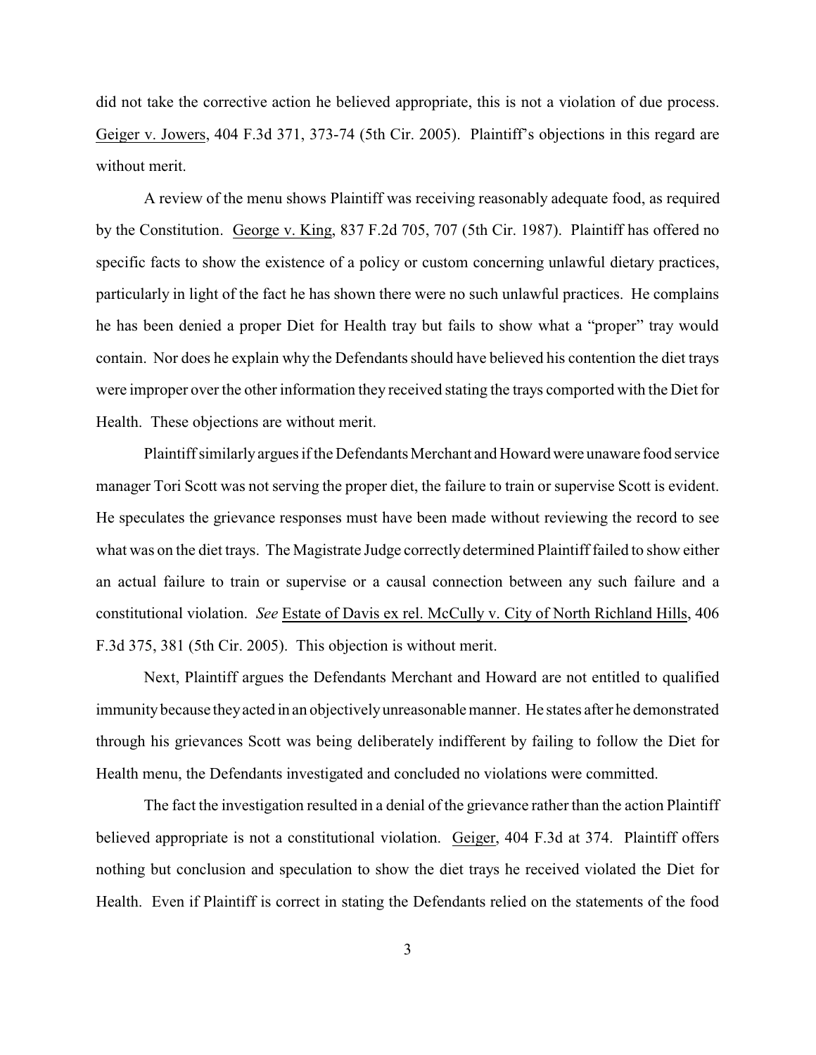did not take the corrective action he believed appropriate, this is not a violation of due process. Geiger v. Jowers, 404 F.3d 371, 373-74 (5th Cir. 2005). Plaintiff's objections in this regard are without merit.

A review of the menu shows Plaintiff was receiving reasonably adequate food, as required by the Constitution. George v. King, 837 F.2d 705, 707 (5th Cir. 1987). Plaintiff has offered no specific facts to show the existence of a policy or custom concerning unlawful dietary practices, particularly in light of the fact he has shown there were no such unlawful practices. He complains he has been denied a proper Diet for Health tray but fails to show what a "proper" tray would contain. Nor does he explain why the Defendants should have believed his contention the diet trays were improper over the other information they received stating the trays comported with the Diet for Health. These objections are without merit.

Plaintiff similarly argues if the Defendants Merchant and Howard were unaware food service manager Tori Scott was not serving the proper diet, the failure to train or supervise Scott is evident. He speculates the grievance responses must have been made without reviewing the record to see what was on the diet trays. The Magistrate Judge correctly determined Plaintiff failed to show either an actual failure to train or supervise or a causal connection between any such failure and a constitutional violation. *See* Estate of Davis ex rel. McCully v. City of North Richland Hills, 406 F.3d 375, 381 (5th Cir. 2005). This objection is without merit.

Next, Plaintiff argues the Defendants Merchant and Howard are not entitled to qualified immunity because they acted in an objectively unreasonable manner. He states after he demonstrated through his grievances Scott was being deliberately indifferent by failing to follow the Diet for Health menu, the Defendants investigated and concluded no violations were committed.

The fact the investigation resulted in a denial of the grievance rather than the action Plaintiff believed appropriate is not a constitutional violation. Geiger, 404 F.3d at 374. Plaintiff offers nothing but conclusion and speculation to show the diet trays he received violated the Diet for Health. Even if Plaintiff is correct in stating the Defendants relied on the statements of the food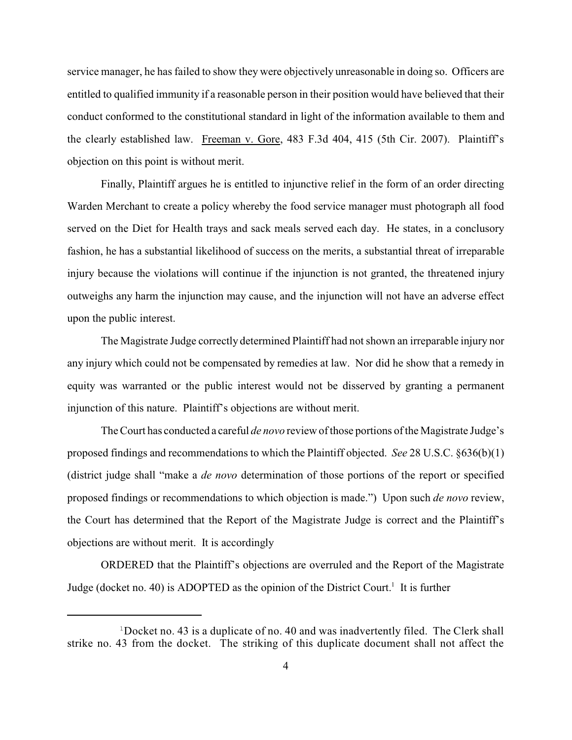service manager, he has failed to show they were objectively unreasonable in doing so. Officers are entitled to qualified immunity if a reasonable person in their position would have believed that their conduct conformed to the constitutional standard in light of the information available to them and the clearly established law. Freeman v. Gore, 483 F.3d 404, 415 (5th Cir. 2007). Plaintiff's objection on this point is without merit.

Finally, Plaintiff argues he is entitled to injunctive relief in the form of an order directing Warden Merchant to create a policy whereby the food service manager must photograph all food served on the Diet for Health trays and sack meals served each day. He states, in a conclusory fashion, he has a substantial likelihood of success on the merits, a substantial threat of irreparable injury because the violations will continue if the injunction is not granted, the threatened injury outweighs any harm the injunction may cause, and the injunction will not have an adverse effect upon the public interest.

The Magistrate Judge correctly determined Plaintiff had not shown an irreparable injury nor any injury which could not be compensated by remedies at law. Nor did he show that a remedy in equity was warranted or the public interest would not be disserved by granting a permanent injunction of this nature. Plaintiff's objections are without merit.

The Court has conducted a careful *de novo* review of those portions of the Magistrate Judge's proposed findings and recommendations to which the Plaintiff objected. *See* 28 U.S.C. §636(b)(1) (district judge shall "make a *de novo* determination of those portions of the report or specified proposed findings or recommendations to which objection is made.") Upon such *de novo* review, the Court has determined that the Report of the Magistrate Judge is correct and the Plaintiff's objections are without merit. It is accordingly

ORDERED that the Plaintiff's objections are overruled and the Report of the Magistrate Judge (docket no. 40) is ADOPTED as the opinion of the District Court.[1] It is further

[1] Docket no. 43 is a duplicate of no. 40 and was inadvertently filed. The Clerk shall strike no. 43 from the docket. The striking of this duplicate document shall not affect the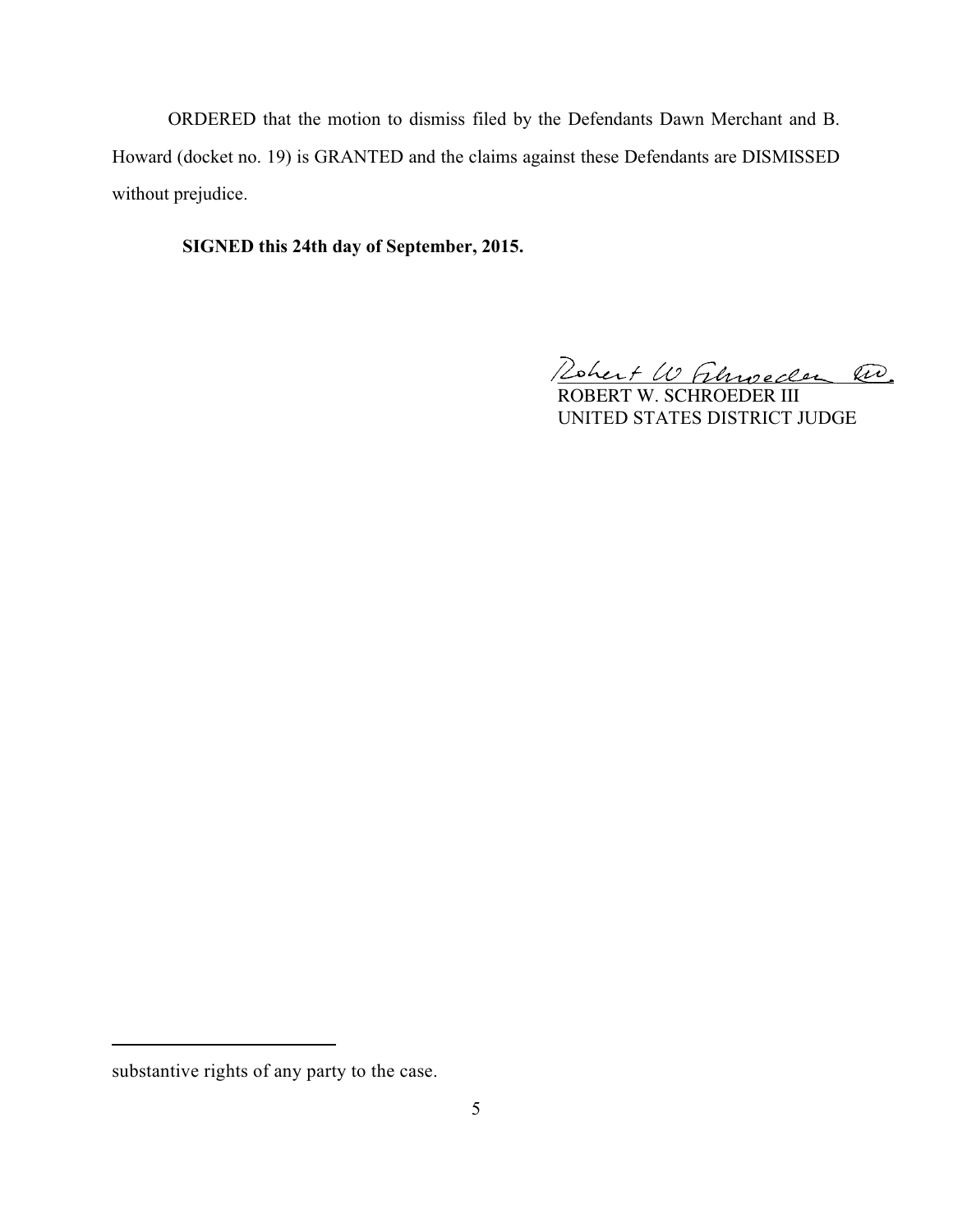ORDERED that the motion to dismiss filed by the Defendants Dawn Merchant and B. Howard (docket no. 19) is GRANTED and the claims against these Defendants are DISMISSED without prejudice.

**SIGNED this 24th day of September, 2015.**

ROBERT W. SCHROEDER III
UNITED STATES DISTRICT JUDGE

---

substantive rights of any party to the case.